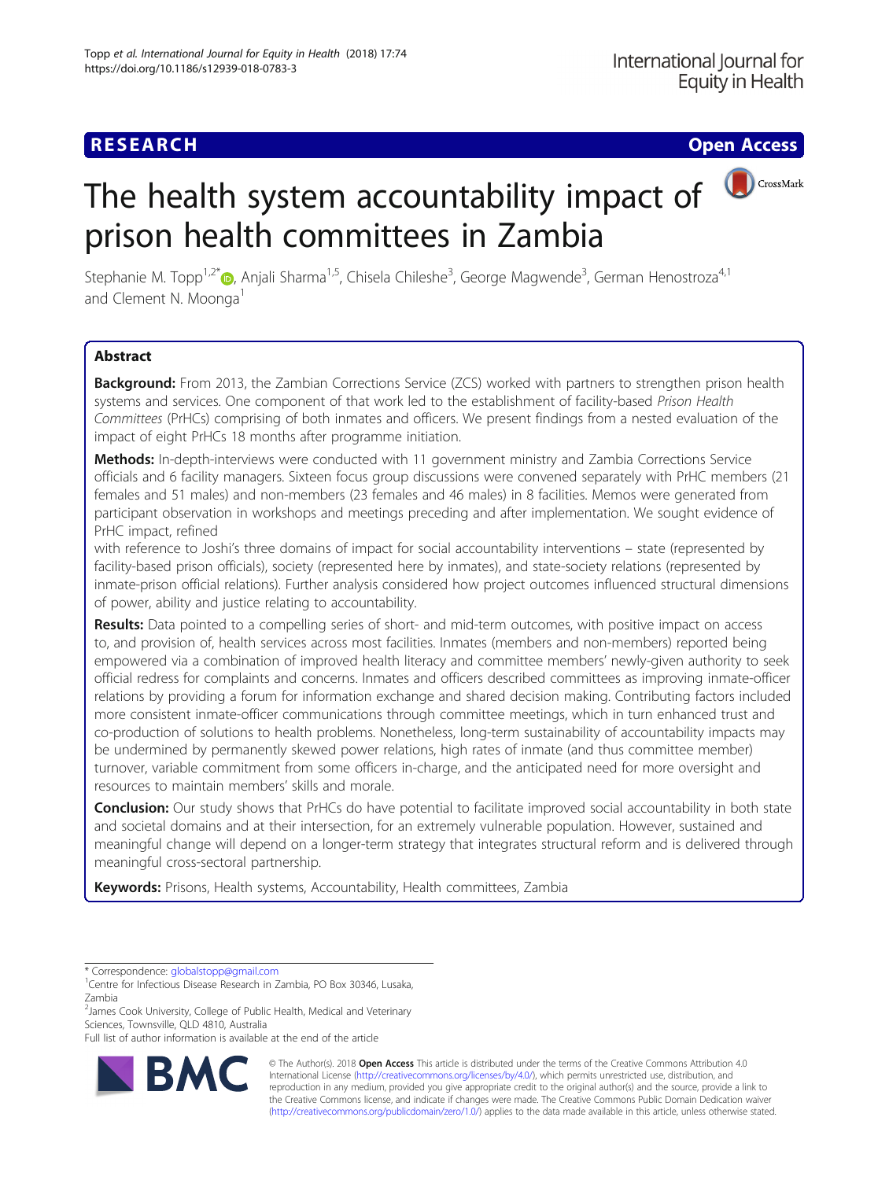RESEARCH

Open Access

# The health system accountability impact of prison health committees in Zambia

Stephanie M. Topp[1,2*], Anjali Sharma[1,5], Chisela Chileshe[3], George Magwende[3], German Henostroza[4,1] and Clement N. Moonga[1]

## Abstract

**Background:** From 2013, the Zambian Corrections Service (ZCS) worked with partners to strengthen prison health systems and services. One component of that work led to the establishment of facility-based *Prison Health Committees* (PrHCs) comprising of both inmates and officers. We present findings from a nested evaluation of the impact of eight PrHCs 18 months after programme initiation.

**Methods:** In-depth-interviews were conducted with 11 government ministry and Zambia Corrections Service officials and 6 facility managers. Sixteen focus group discussions were convened separately with PrHC members (21 females and 51 males) and non-members (23 females and 46 males) in 8 facilities. Memos were generated from participant observation in workshops and meetings preceding and after implementation. We sought evidence of PrHC impact, refined with reference to Joshi's three domains of impact for social accountability interventions – state (represented by facility-based prison officials), society (represented here by inmates), and state-society relations (represented by inmate-prison official relations). Further analysis considered how project outcomes influenced structural dimensions of power, ability and justice relating to accountability.

**Results:** Data pointed to a compelling series of short- and mid-term outcomes, with positive impact on access to, and provision of, health services across most facilities. Inmates (members and non-members) reported being empowered via a combination of improved health literacy and committee members' newly-given authority to seek official redress for complaints and concerns. Inmates and officers described committees as improving inmate-officer relations by providing a forum for information exchange and shared decision making. Contributing factors included more consistent inmate-officer communications through committee meetings, which in turn enhanced trust and co-production of solutions to health problems. Nonetheless, long-term sustainability of accountability impacts may be undermined by permanently skewed power relations, high rates of inmate (and thus committee member) turnover, variable commitment from some officers in-charge, and the anticipated need for more oversight and resources to maintain members' skills and morale.

**Conclusion:** Our study shows that PrHCs do have potential to facilitate improved social accountability in both state and societal domains and at their intersection, for an extremely vulnerable population. However, sustained and meaningful change will depend on a longer-term strategy that integrates structural reform and is delivered through meaningful cross-sectoral partnership.

**Keywords:** Prisons, Health systems, Accountability, Health committees, Zambia

---

\* Correspondence: globalstopp@gmail.com
[1]Centre for Infectious Disease Research in Zambia, PO Box 30346, Lusaka, Zambia
[2]James Cook University, College of Public Health, Medical and Veterinary Sciences, Townsville, QLD 4810, Australia
Full list of author information is available at the end of the article

© The Author(s). 2018 **Open Access** This article is distributed under the terms of the Creative Commons Attribution 4.0 International License (http://creativecommons.org/licenses/by/4.0/), which permits unrestricted use, distribution, and reproduction in any medium, provided you give appropriate credit to the original author(s) and the source, provide a link to the Creative Commons license, and indicate if changes were made. The Creative Commons Public Domain Dedication waiver (http://creativecommons.org/publicdomain/zero/1.0/) applies to the data made available in this article, unless otherwise stated.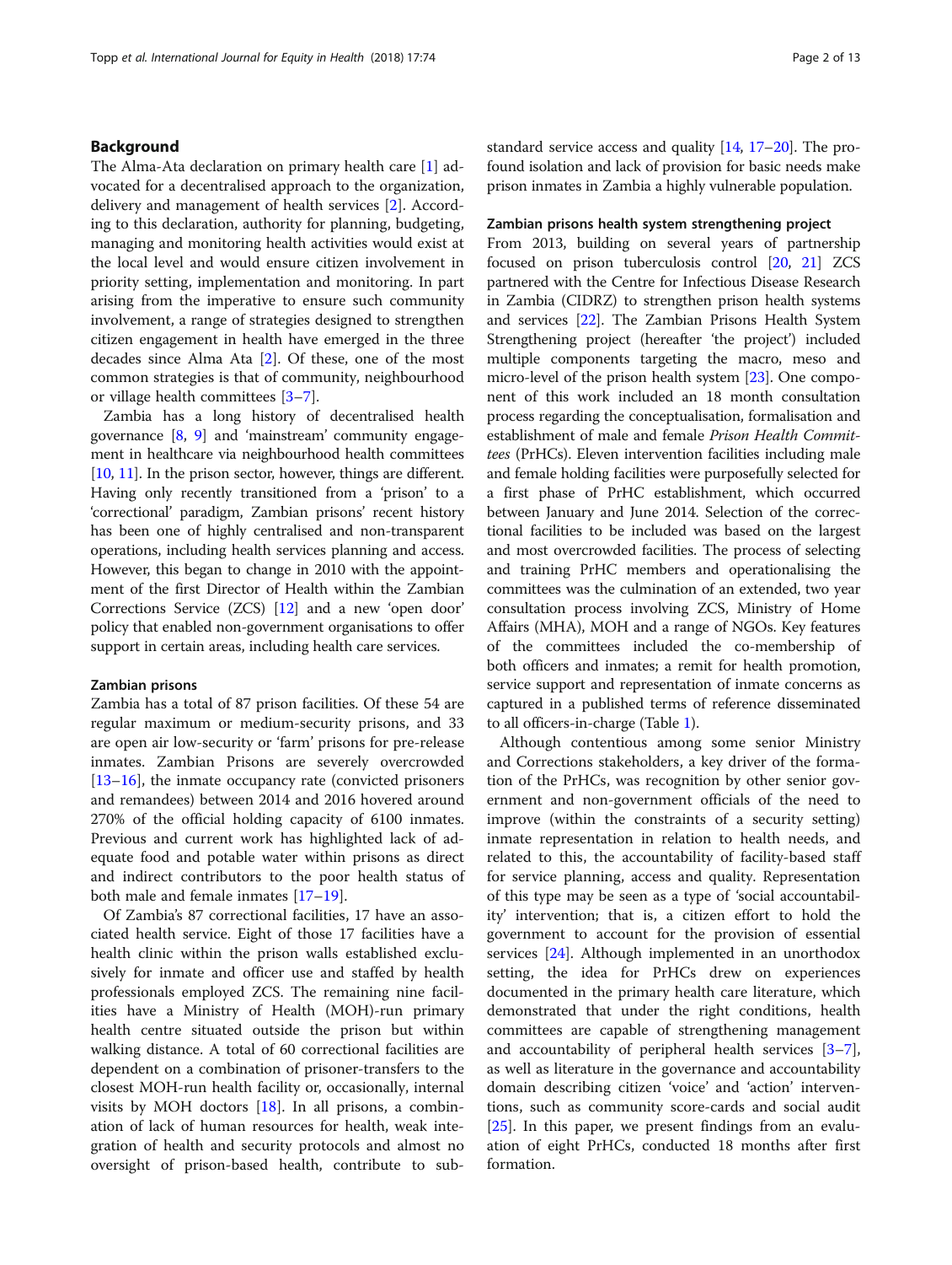## Background

The Alma-Ata declaration on primary health care [1] advocated for a decentralised approach to the organization, delivery and management of health services [2]. According to this declaration, authority for planning, budgeting, managing and monitoring health activities would exist at the local level and would ensure citizen involvement in priority setting, implementation and monitoring. In part arising from the imperative to ensure such community involvement, a range of strategies designed to strengthen citizen engagement in health have emerged in the three decades since Alma Ata [2]. Of these, one of the most common strategies is that of community, neighbourhood or village health committees [3–7].

Zambia has a long history of decentralised health governance [8, 9] and 'mainstream' community engagement in healthcare via neighbourhood health committees [10, 11]. In the prison sector, however, things are different. Having only recently transitioned from a 'prison' to a 'correctional' paradigm, Zambian prisons' recent history has been one of highly centralised and non-transparent operations, including health services planning and access. However, this began to change in 2010 with the appointment of the first Director of Health within the Zambian Corrections Service (ZCS) [12] and a new 'open door' policy that enabled non-government organisations to offer support in certain areas, including health care services.

### Zambian prisons

Zambia has a total of 87 prison facilities. Of these 54 are regular maximum or medium-security prisons, and 33 are open air low-security or 'farm' prisons for pre-release inmates. Zambian Prisons are severely overcrowded [13–16], the inmate occupancy rate (convicted prisoners and remandees) between 2014 and 2016 hovered around 270% of the official holding capacity of 6100 inmates. Previous and current work has highlighted lack of adequate food and potable water within prisons as direct and indirect contributors to the poor health status of both male and female inmates [17–19].

Of Zambia's 87 correctional facilities, 17 have an associated health service. Eight of those 17 facilities have a health clinic within the prison walls established exclusively for inmate and officer use and staffed by health professionals employed ZCS. The remaining nine facilities have a Ministry of Health (MOH)-run primary health centre situated outside the prison but within walking distance. A total of 60 correctional facilities are dependent on a combination of prisoner-transfers to the closest MOH-run health facility or, occasionally, internal visits by MOH doctors [18]. In all prisons, a combination of lack of human resources for health, weak integration of health and security protocols and almost no oversight of prison-based health, contribute to sub-standard service access and quality [14, 17–20]. The profound isolation and lack of provision for basic needs make prison inmates in Zambia a highly vulnerable population.

### Zambian prisons health system strengthening project

From 2013, building on several years of partnership focused on prison tuberculosis control [20, 21] ZCS partnered with the Centre for Infectious Disease Research in Zambia (CIDRZ) to strengthen prison health systems and services [22]. The Zambian Prisons Health System Strengthening project (hereafter 'the project') included multiple components targeting the macro, meso and micro-level of the prison health system [23]. One component of this work included an 18 month consultation process regarding the conceptualisation, formalisation and establishment of male and female *Prison Health Committees* (PrHCs). Eleven intervention facilities including male and female holding facilities were purposefully selected for a first phase of PrHC establishment, which occurred between January and June 2014. Selection of the correctional facilities to be included was based on the largest and most overcrowded facilities. The process of selecting and training PrHC members and operationalising the committees was the culmination of an extended, two year consultation process involving ZCS, Ministry of Home Affairs (MHA), MOH and a range of NGOs. Key features of the committees included the co-membership of both officers and inmates; a remit for health promotion, service support and representation of inmate concerns as captured in a published terms of reference disseminated to all officers-in-charge (Table 1).

Although contentious among some senior Ministry and Corrections stakeholders, a key driver of the formation of the PrHCs, was recognition by other senior government and non-government officials of the need to improve (within the constraints of a security setting) inmate representation in relation to health needs, and related to this, the accountability of facility-based staff for service planning, access and quality. Representation of this type may be seen as a type of 'social accountability' intervention; that is, a citizen effort to hold the government to account for the provision of essential services [24]. Although implemented in an unorthodox setting, the idea for PrHCs drew on experiences documented in the primary health care literature, which demonstrated that under the right conditions, health committees are capable of strengthening management and accountability of peripheral health services [3–7], as well as literature in the governance and accountability domain describing citizen 'voice' and 'action' interventions, such as community score-cards and social audit [25]. In this paper, we present findings from an evaluation of eight PrHCs, conducted 18 months after first formation.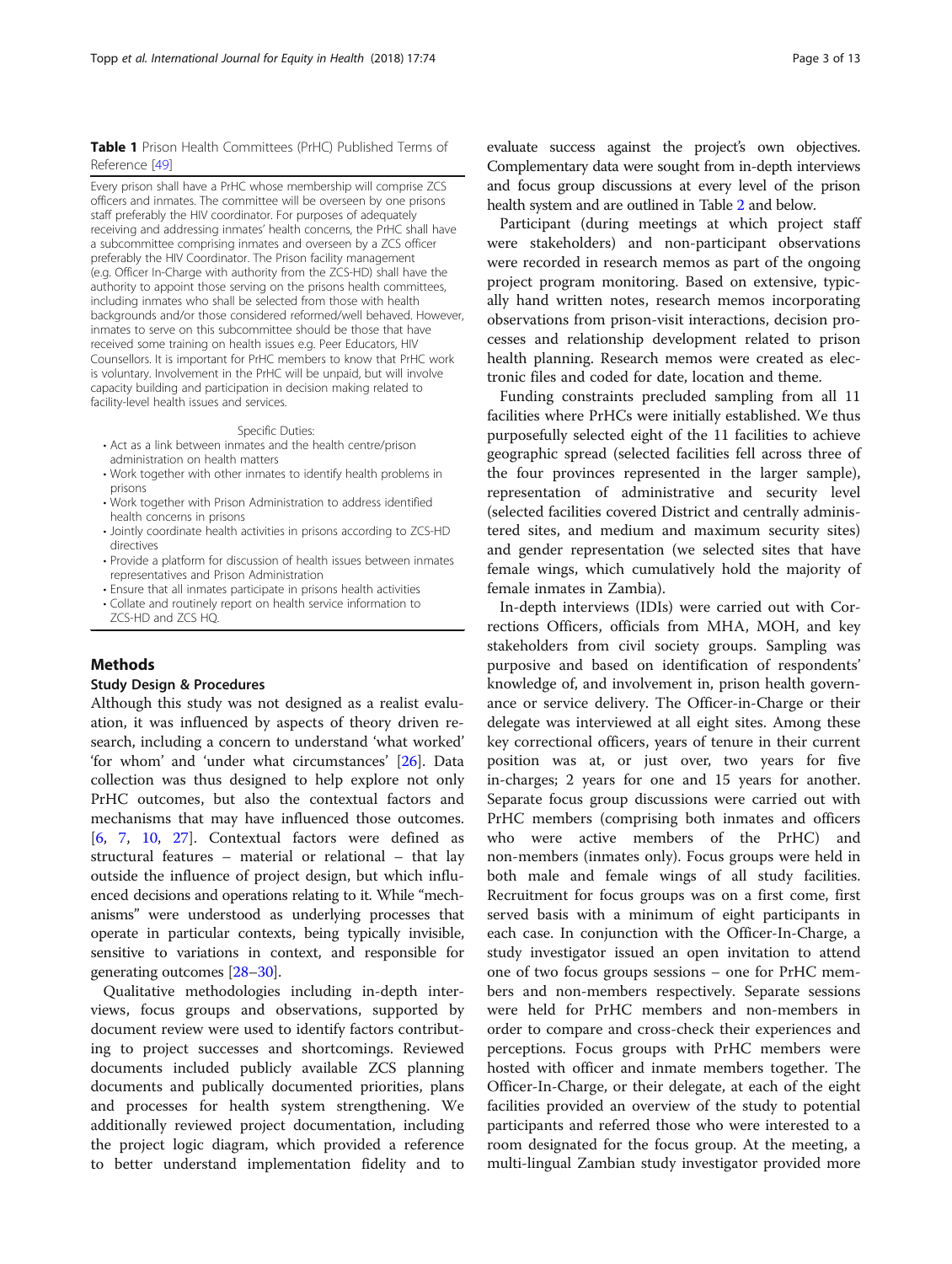**Table 1** Prison Health Committees (PrHC) Published Terms of Reference [49]

Every prison shall have a PrHC whose membership will comprise ZCS officers and inmates. The committee will be overseen by one prisons staff preferably the HIV coordinator. For purposes of adequately receiving and addressing inmates' health concerns, the PrHC shall have a subcommittee comprising inmates and overseen by a ZCS officer preferably the HIV Coordinator. The Prison facility management (e.g. Officer In-Charge with authority from the ZCS-HD) shall have the authority to appoint those serving on the prisons health committees, including inmates who shall be selected from those with health backgrounds and/or those considered reformed/well behaved. However, inmates to serve on this subcommittee should be those that have received some training on health issues e.g. Peer Educators, HIV Counsellors. It is important for PrHC members to know that PrHC work is voluntary. Involvement in the PrHC will be unpaid, but will involve capacity building and participation in decision making related to facility-level health issues and services.

Specific Duties:

- Act as a link between inmates and the health centre/prison administration on health matters
- Work together with other inmates to identify health problems in prisons
- Work together with Prison Administration to address identified health concerns in prisons
- Jointly coordinate health activities in prisons according to ZCS-HD directives
- Provide a platform for discussion of health issues between inmates representatives and Prison Administration
- Ensure that all inmates participate in prisons health activities
- Collate and routinely report on health service information to ZCS-HD and ZCS HQ.

## Methods

### Study Design & Procedures

Although this study was not designed as a realist evaluation, it was influenced by aspects of theory driven research, including a concern to understand 'what worked' 'for whom' and 'under what circumstances' [26]. Data collection was thus designed to help explore not only PrHC outcomes, but also the contextual factors and mechanisms that may have influenced those outcomes. [6, 7, 10, 27]. Contextual factors were defined as structural features – material or relational – that lay outside the influence of project design, but which influenced decisions and operations relating to it. While "mechanisms" were understood as underlying processes that operate in particular contexts, being typically invisible, sensitive to variations in context, and responsible for generating outcomes [28–30].

Qualitative methodologies including in-depth interviews, focus groups and observations, supported by document review were used to identify factors contributing to project successes and shortcomings. Reviewed documents included publicly available ZCS planning documents and publically documented priorities, plans and processes for health system strengthening. We additionally reviewed project documentation, including the project logic diagram, which provided a reference to better understand implementation fidelity and to evaluate success against the project's own objectives. Complementary data were sought from in-depth interviews and focus group discussions at every level of the prison health system and are outlined in Table 2 and below.

Participant (during meetings at which project staff were stakeholders) and non-participant observations were recorded in research memos as part of the ongoing project program monitoring. Based on extensive, typically hand written notes, research memos incorporating observations from prison-visit interactions, decision processes and relationship development related to prison health planning. Research memos were created as electronic files and coded for date, location and theme.

Funding constraints precluded sampling from all 11 facilities where PrHCs were initially established. We thus purposefully selected eight of the 11 facilities to achieve geographic spread (selected facilities fell across three of the four provinces represented in the larger sample), representation of administrative and security level (selected facilities covered District and centrally administered sites, and medium and maximum security sites) and gender representation (we selected sites that have female wings, which cumulatively hold the majority of female inmates in Zambia).

In-depth interviews (IDIs) were carried out with Corrections Officers, officials from MHA, MOH, and key stakeholders from civil society groups. Sampling was purposive and based on identification of respondents' knowledge of, and involvement in, prison health governance or service delivery. The Officer-in-Charge or their delegate was interviewed at all eight sites. Among these key correctional officers, years of tenure in their current position was at, or just over, two years for five in-charges; 2 years for one and 15 years for another. Separate focus group discussions were carried out with PrHC members (comprising both inmates and officers who were active members of the PrHC) and non-members (inmates only). Focus groups were held in both male and female wings of all study facilities. Recruitment for focus groups was on a first come, first served basis with a minimum of eight participants in each case. In conjunction with the Officer-In-Charge, a study investigator issued an open invitation to attend one of two focus groups sessions – one for PrHC members and non-members respectively. Separate sessions were held for PrHC members and non-members in order to compare and cross-check their experiences and perceptions. Focus groups with PrHC members were hosted with officer and inmate members together. The Officer-In-Charge, or their delegate, at each of the eight facilities provided an overview of the study to potential participants and referred those who were interested to a room designated for the focus group. At the meeting, a multi-lingual Zambian study investigator provided more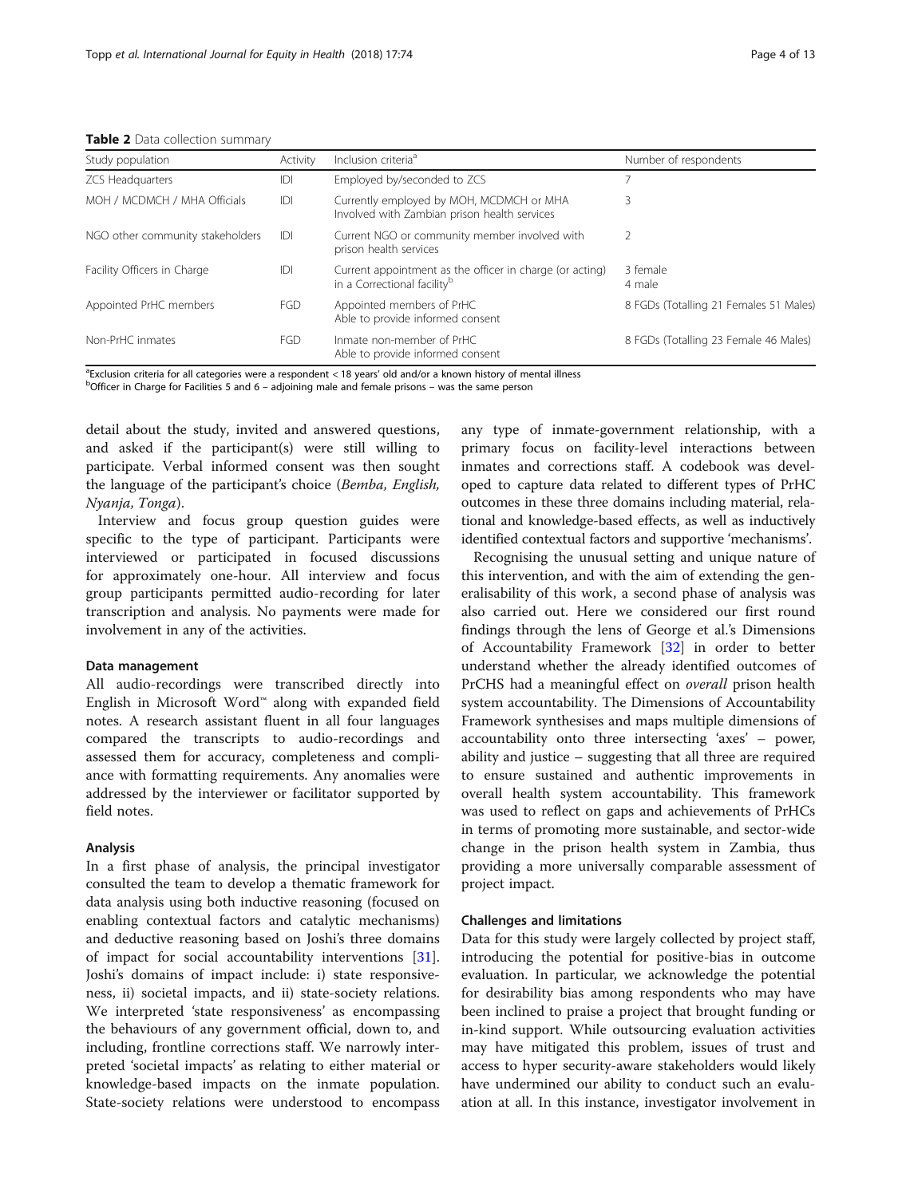**Table 2** Data collection summary

| Study population | Activity | Inclusion criteria[a] | Number of respondents |
|---|---|---|---|
| ZCS Headquarters | IDI | Employed by/seconded to ZCS | 7 |
| MOH / MCDMCH / MHA Officials | IDI | Currently employed by MOH, MCDMCH or MHA Involved with Zambian prison health services | 3 |
| NGO other community stakeholders | IDI | Current NGO or community member involved with prison health services | 2 |
| Facility Officers in Charge | IDI | Current appointment as the officer in charge (or acting) in a Correctional facility[b] | 3 female 4 male |
| Appointed PrHC members | FGD | Appointed members of PrHC Able to provide informed consent | 8 FGDs (Totalling 21 Females 51 Males) |
| Non-PrHC inmates | FGD | Inmate non-member of PrHC Able to provide informed consent | 8 FGDs (Totalling 23 Female 46 Males) |

[a]Exclusion criteria for all categories were a respondent < 18 years' old and/or a known history of mental illness
[b]Officer in Charge for Facilities 5 and 6 – adjoining male and female prisons – was the same person

detail about the study, invited and answered questions, and asked if the participant(s) were still willing to participate. Verbal informed consent was then sought the language of the participant's choice (*Bemba, English, Nyanja, Tonga*).

Interview and focus group question guides were specific to the type of participant. Participants were interviewed or participated in focused discussions for approximately one-hour. All interview and focus group participants permitted audio-recording for later transcription and analysis. No payments were made for involvement in any of the activities.

### Data management

All audio-recordings were transcribed directly into English in Microsoft Word™ along with expanded field notes. A research assistant fluent in all four languages compared the transcripts to audio-recordings and assessed them for accuracy, completeness and compliance with formatting requirements. Any anomalies were addressed by the interviewer or facilitator supported by field notes.

### Analysis

In a first phase of analysis, the principal investigator consulted the team to develop a thematic framework for data analysis using both inductive reasoning (focused on enabling contextual factors and catalytic mechanisms) and deductive reasoning based on Joshi's three domains of impact for social accountability interventions [31]. Joshi's domains of impact include: i) state responsiveness, ii) societal impacts, and ii) state-society relations. We interpreted 'state responsiveness' as encompassing the behaviours of any government official, down to, and including, frontline corrections staff. We narrowly interpreted 'societal impacts' as relating to either material or knowledge-based impacts on the inmate population. State-society relations were understood to encompass any type of inmate-government relationship, with a primary focus on facility-level interactions between inmates and corrections staff. A codebook was developed to capture data related to different types of PrHC outcomes in these three domains including material, relational and knowledge-based effects, as well as inductively identified contextual factors and supportive 'mechanisms'.

Recognising the unusual setting and unique nature of this intervention, and with the aim of extending the generalisability of this work, a second phase of analysis was also carried out. Here we considered our first round findings through the lens of George et al.'s Dimensions of Accountability Framework [32] in order to better understand whether the already identified outcomes of PrCHS had a meaningful effect on *overall* prison health system accountability. The Dimensions of Accountability Framework synthesises and maps multiple dimensions of accountability onto three intersecting 'axes' – power, ability and justice – suggesting that all three are required to ensure sustained and authentic improvements in overall health system accountability. This framework was used to reflect on gaps and achievements of PrHCs in terms of promoting more sustainable, and sector-wide change in the prison health system in Zambia, thus providing a more universally comparable assessment of project impact.

### Challenges and limitations

Data for this study were largely collected by project staff, introducing the potential for positive-bias in outcome evaluation. In particular, we acknowledge the potential for desirability bias among respondents who may have been inclined to praise a project that brought funding or in-kind support. While outsourcing evaluation activities may have mitigated this problem, issues of trust and access to hyper security-aware stakeholders would likely have undermined our ability to conduct such an evaluation at all. In this instance, investigator involvement in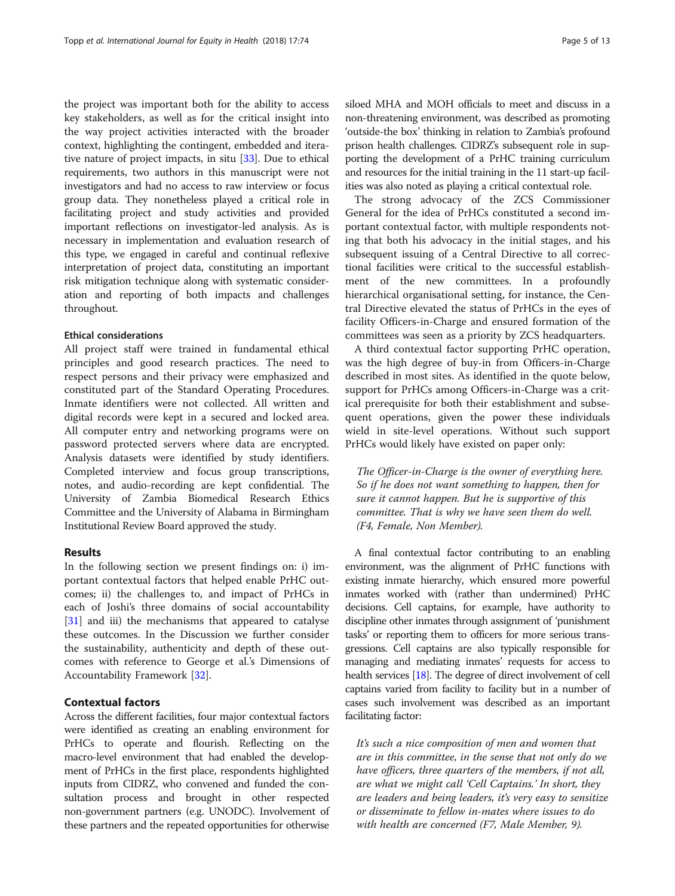the project was important both for the ability to access key stakeholders, as well as for the critical insight into the way project activities interacted with the broader context, highlighting the contingent, embedded and iterative nature of project impacts, in situ [33]. Due to ethical requirements, two authors in this manuscript were not investigators and had no access to raw interview or focus group data. They nonetheless played a critical role in facilitating project and study activities and provided important reflections on investigator-led analysis. As is necessary in implementation and evaluation research of this type, we engaged in careful and continual reflexive interpretation of project data, constituting an important risk mitigation technique along with systematic consideration and reporting of both impacts and challenges throughout.

#### Ethical considerations

All project staff were trained in fundamental ethical principles and good research practices. The need to respect persons and their privacy were emphasized and constituted part of the Standard Operating Procedures. Inmate identifiers were not collected. All written and digital records were kept in a secured and locked area. All computer entry and networking programs were on password protected servers where data are encrypted. Analysis datasets were identified by study identifiers. Completed interview and focus group transcriptions, notes, and audio-recording are kept confidential. The University of Zambia Biomedical Research Ethics Committee and the University of Alabama in Birmingham Institutional Review Board approved the study.

## Results

In the following section we present findings on: i) important contextual factors that helped enable PrHC outcomes; ii) the challenges to, and impact of PrHCs in each of Joshi's three domains of social accountability [31] and iii) the mechanisms that appeared to catalyse these outcomes. In the Discussion we further consider the sustainability, authenticity and depth of these outcomes with reference to George et al.'s Dimensions of Accountability Framework [32].

### Contextual factors

Across the different facilities, four major contextual factors were identified as creating an enabling environment for PrHCs to operate and flourish. Reflecting on the macro-level environment that had enabled the development of PrHCs in the first place, respondents highlighted inputs from CIDRZ, who convened and funded the consultation process and brought in other respected non-government partners (e.g. UNODC). Involvement of these partners and the repeated opportunities for otherwise siloed MHA and MOH officials to meet and discuss in a non-threatening environment, was described as promoting 'outside-the box' thinking in relation to Zambia's profound prison health challenges. CIDRZ's subsequent role in supporting the development of a PrHC training curriculum and resources for the initial training in the 11 start-up facilities was also noted as playing a critical contextual role.

The strong advocacy of the ZCS Commissioner General for the idea of PrHCs constituted a second important contextual factor, with multiple respondents noting that both his advocacy in the initial stages, and his subsequent issuing of a Central Directive to all correctional facilities were critical to the successful establishment of the new committees. In a profoundly hierarchical organisational setting, for instance, the Central Directive elevated the status of PrHCs in the eyes of facility Officers-in-Charge and ensured formation of the committees was seen as a priority by ZCS headquarters.

A third contextual factor supporting PrHC operation, was the high degree of buy-in from Officers-in-Charge described in most sites. As identified in the quote below, support for PrHCs among Officers-in-Charge was a critical prerequisite for both their establishment and subsequent operations, given the power these individuals wield in site-level operations. Without such support PrHCs would likely have existed on paper only:

> *The Officer-in-Charge is the owner of everything here. So if he does not want something to happen, then for sure it cannot happen. But he is supportive of this committee. That is why we have seen them do well. (F4, Female, Non Member).*

A final contextual factor contributing to an enabling environment, was the alignment of PrHC functions with existing inmate hierarchy, which ensured more powerful inmates worked with (rather than undermined) PrHC decisions. Cell captains, for example, have authority to discipline other inmates through assignment of 'punishment tasks' or reporting them to officers for more serious transgressions. Cell captains are also typically responsible for managing and mediating inmates' requests for access to health services [18]. The degree of direct involvement of cell captains varied from facility to facility but in a number of cases such involvement was described as an important facilitating factor:

> *It's such a nice composition of men and women that are in this committee, in the sense that not only do we have officers, three quarters of the members, if not all, are what we might call 'Cell Captains.' In short, they are leaders and being leaders, it's very easy to sensitize or disseminate to fellow in-mates where issues to do with health are concerned (F7, Male Member, 9).*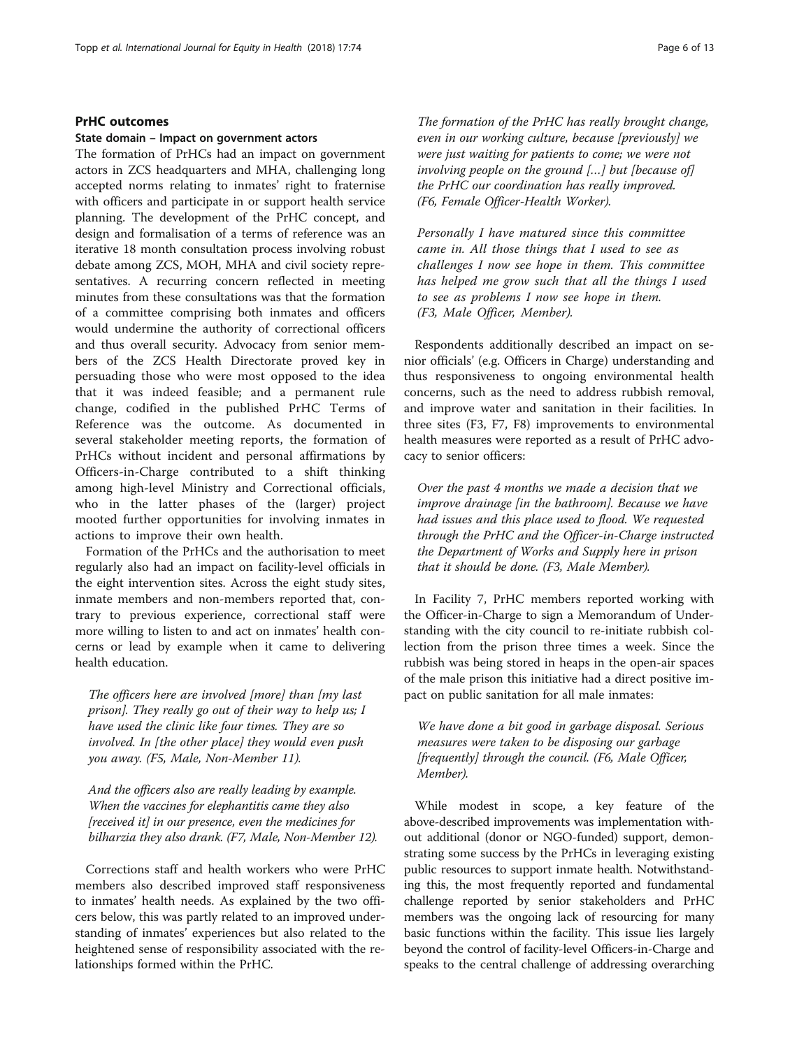## PrHC outcomes

### State domain – Impact on government actors

The formation of PrHCs had an impact on government actors in ZCS headquarters and MHA, challenging long accepted norms relating to inmates' right to fraternise with officers and participate in or support health service planning. The development of the PrHC concept, and design and formalisation of a terms of reference was an iterative 18 month consultation process involving robust debate among ZCS, MOH, MHA and civil society representatives. A recurring concern reflected in meeting minutes from these consultations was that the formation of a committee comprising both inmates and officers would undermine the authority of correctional officers and thus overall security. Advocacy from senior members of the ZCS Health Directorate proved key in persuading those who were most opposed to the idea that it was indeed feasible; and a permanent rule change, codified in the published PrHC Terms of Reference was the outcome. As documented in several stakeholder meeting reports, the formation of PrHCs without incident and personal affirmations by Officers-in-Charge contributed to a shift thinking among high-level Ministry and Correctional officials, who in the latter phases of the (larger) project mooted further opportunities for involving inmates in actions to improve their own health.

Formation of the PrHCs and the authorisation to meet regularly also had an impact on facility-level officials in the eight intervention sites. Across the eight study sites, inmate members and non-members reported that, contrary to previous experience, correctional staff were more willing to listen to and act on inmates' health concerns or lead by example when it came to delivering health education.

> *The officers here are involved [more] than [my last prison]. They really go out of their way to help us; I have used the clinic like four times. They are so involved. In [the other place] they would even push you away. (F5, Male, Non-Member 11).*

> *And the officers also are really leading by example. When the vaccines for elephantitis came they also [received it] in our presence, even the medicines for bilharzia they also drank. (F7, Male, Non-Member 12).*

Corrections staff and health workers who were PrHC members also described improved staff responsiveness to inmates' health needs. As explained by the two officers below, this was partly related to an improved understanding of inmates' experiences but also related to the heightened sense of responsibility associated with the relationships formed within the PrHC.

> *The formation of the PrHC has really brought change, even in our working culture, because [previously] we were just waiting for patients to come; we were not involving people on the ground […] but [because of] the PrHC our coordination has really improved. (F6, Female Officer-Health Worker).*

> *Personally I have matured since this committee came in. All those things that I used to see as challenges I now see hope in them. This committee has helped me grow such that all the things I used to see as problems I now see hope in them. (F3, Male Officer, Member).*

Respondents additionally described an impact on senior officials' (e.g. Officers in Charge) understanding and thus responsiveness to ongoing environmental health concerns, such as the need to address rubbish removal, and improve water and sanitation in their facilities. In three sites (F3, F7, F8) improvements to environmental health measures were reported as a result of PrHC advocacy to senior officers:

> *Over the past 4 months we made a decision that we improve drainage [in the bathroom]. Because we have had issues and this place used to flood. We requested through the PrHC and the Officer-in-Charge instructed the Department of Works and Supply here in prison that it should be done. (F3, Male Member).*

In Facility 7, PrHC members reported working with the Officer-in-Charge to sign a Memorandum of Understanding with the city council to re-initiate rubbish collection from the prison three times a week. Since the rubbish was being stored in heaps in the open-air spaces of the male prison this initiative had a direct positive impact on public sanitation for all male inmates:

> *We have done a bit good in garbage disposal. Serious measures were taken to be disposing our garbage [frequently] through the council. (F6, Male Officer, Member).*

While modest in scope, a key feature of the above-described improvements was implementation without additional (donor or NGO-funded) support, demonstrating some success by the PrHCs in leveraging existing public resources to support inmate health. Notwithstanding this, the most frequently reported and fundamental challenge reported by senior stakeholders and PrHC members was the ongoing lack of resourcing for many basic functions within the facility. This issue lies largely beyond the control of facility-level Officers-in-Charge and speaks to the central challenge of addressing overarching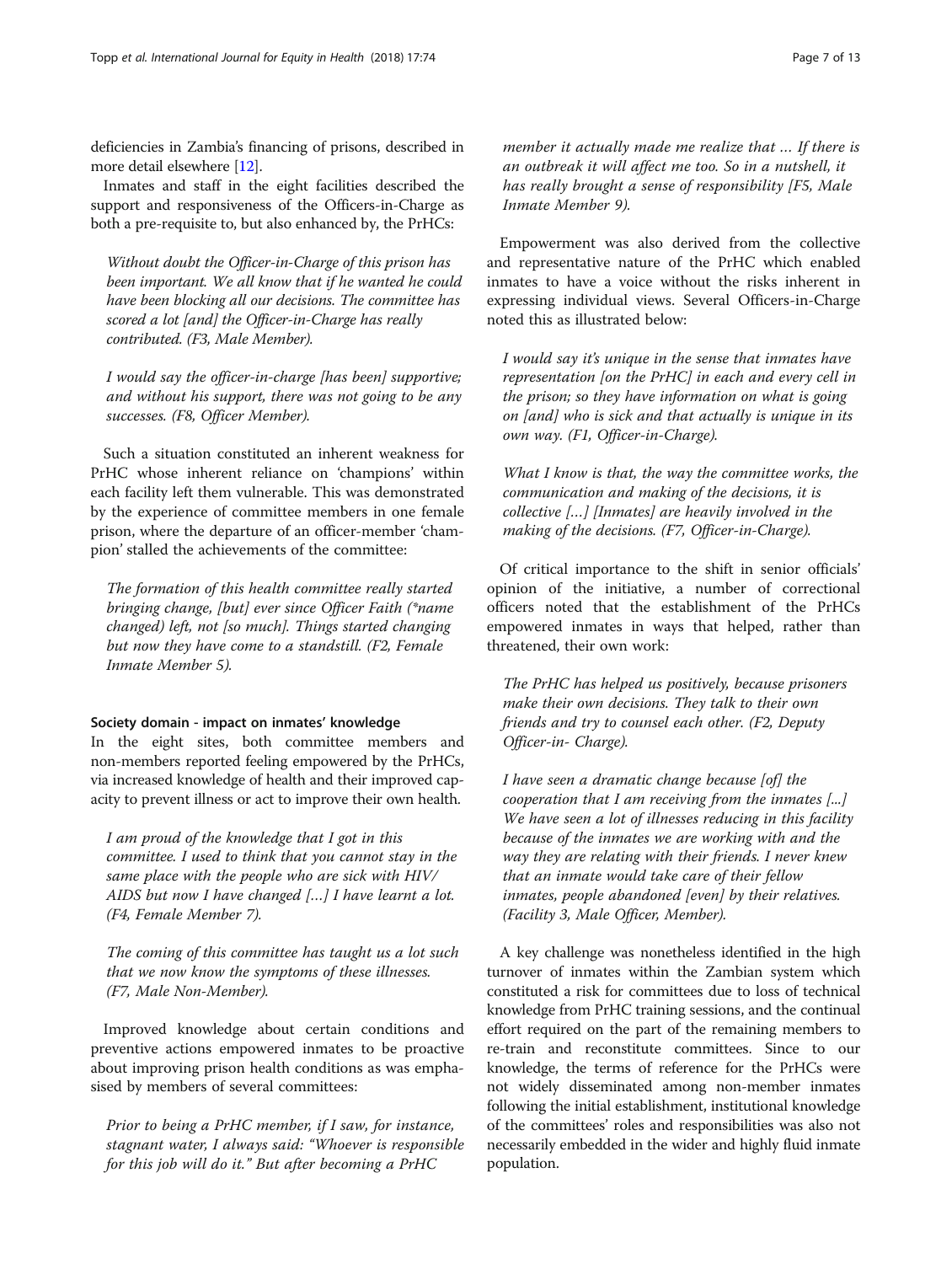deficiencies in Zambia's financing of prisons, described in more detail elsewhere [12].

Inmates and staff in the eight facilities described the support and responsiveness of the Officers-in-Charge as both a pre-requisite to, but also enhanced by, the PrHCs:

> *Without doubt the Officer-in-Charge of this prison has been important. We all know that if he wanted he could have been blocking all our decisions. The committee has scored a lot [and] the Officer-in-Charge has really contributed. (F3, Male Member).*

> *I would say the officer-in-charge [has been] supportive; and without his support, there was not going to be any successes. (F8, Officer Member).*

Such a situation constituted an inherent weakness for PrHC whose inherent reliance on 'champions' within each facility left them vulnerable. This was demonstrated by the experience of committee members in one female prison, where the departure of an officer-member 'champion' stalled the achievements of the committee:

> *The formation of this health committee really started bringing change, [but] ever since Officer Faith (\*name changed) left, not [so much]. Things started changing but now they have come to a standstill. (F2, Female Inmate Member 5).*

#### Society domain - impact on inmates' knowledge

In the eight sites, both committee members and non-members reported feeling empowered by the PrHCs, via increased knowledge of health and their improved capacity to prevent illness or act to improve their own health.

> *I am proud of the knowledge that I got in this committee. I used to think that you cannot stay in the same place with the people who are sick with HIV/ AIDS but now I have changed […] I have learnt a lot. (F4, Female Member 7).*

> *The coming of this committee has taught us a lot such that we now know the symptoms of these illnesses. (F7, Male Non-Member).*

Improved knowledge about certain conditions and preventive actions empowered inmates to be proactive about improving prison health conditions as was emphasised by members of several committees:

> *Prior to being a PrHC member, if I saw, for instance, stagnant water, I always said: "Whoever is responsible for this job will do it." But after becoming a PrHC member it actually made me realize that … If there is an outbreak it will affect me too. So in a nutshell, it has really brought a sense of responsibility [F5, Male Inmate Member 9).*

Empowerment was also derived from the collective and representative nature of the PrHC which enabled inmates to have a voice without the risks inherent in expressing individual views. Several Officers-in-Charge noted this as illustrated below:

> *I would say it's unique in the sense that inmates have representation [on the PrHC] in each and every cell in the prison; so they have information on what is going on [and] who is sick and that actually is unique in its own way. (F1, Officer-in-Charge).*

> *What I know is that, the way the committee works, the communication and making of the decisions, it is collective […] [Inmates] are heavily involved in the making of the decisions. (F7, Officer-in-Charge).*

Of critical importance to the shift in senior officials' opinion of the initiative, a number of correctional officers noted that the establishment of the PrHCs empowered inmates in ways that helped, rather than threatened, their own work:

> *The PrHC has helped us positively, because prisoners make their own decisions. They talk to their own friends and try to counsel each other. (F2, Deputy Officer-in- Charge).*

> *I have seen a dramatic change because [of] the cooperation that I am receiving from the inmates [...] We have seen a lot of illnesses reducing in this facility because of the inmates we are working with and the way they are relating with their friends. I never knew that an inmate would take care of their fellow inmates, people abandoned [even] by their relatives. (Facility 3, Male Officer, Member).*

A key challenge was nonetheless identified in the high turnover of inmates within the Zambian system which constituted a risk for committees due to loss of technical knowledge from PrHC training sessions, and the continual effort required on the part of the remaining members to re-train and reconstitute committees. Since to our knowledge, the terms of reference for the PrHCs were not widely disseminated among non-member inmates following the initial establishment, institutional knowledge of the committees' roles and responsibilities was also not necessarily embedded in the wider and highly fluid inmate population.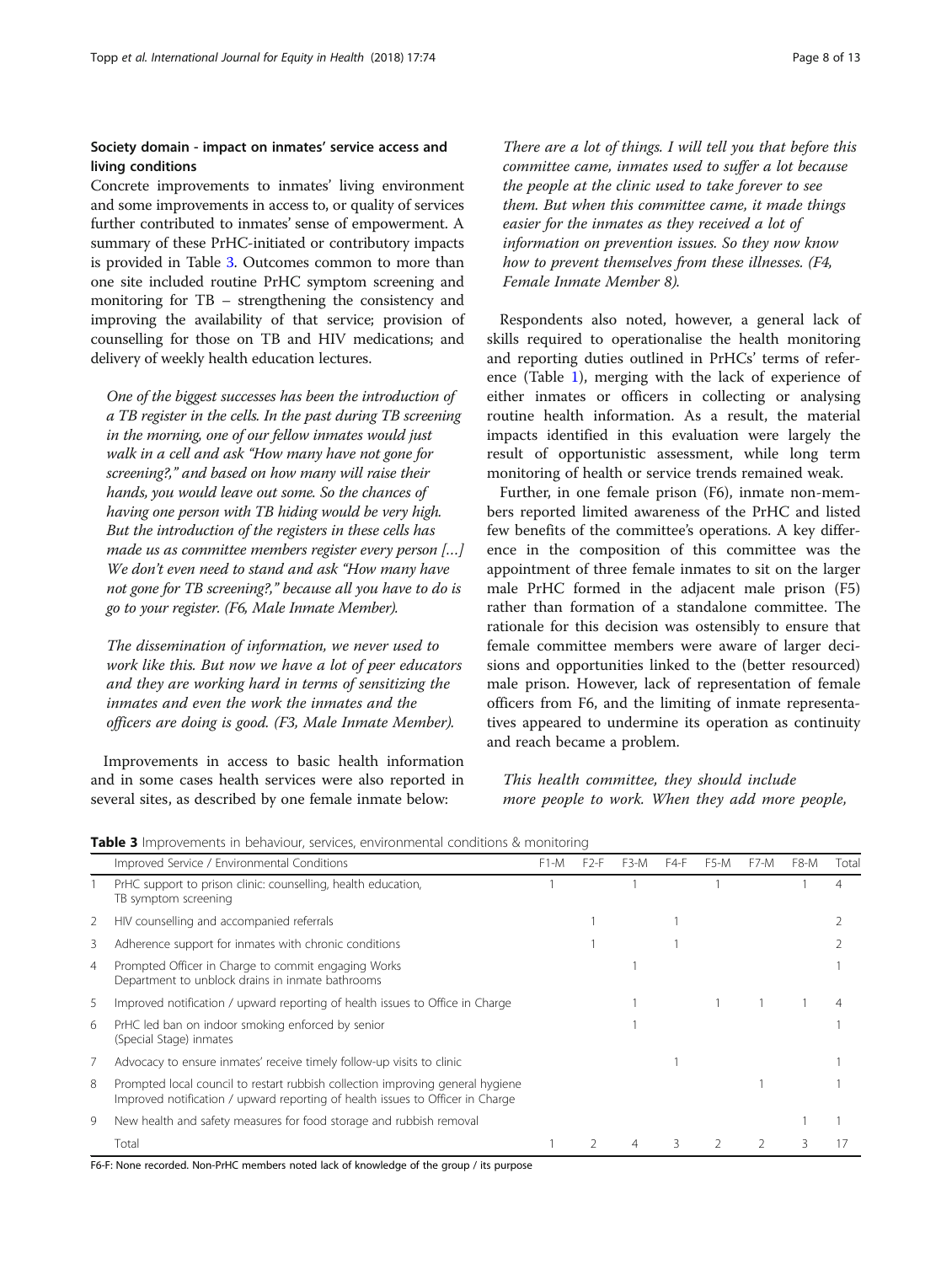## Society domain - impact on inmates' service access and living conditions

Concrete improvements to inmates' living environment and some improvements in access to, or quality of services further contributed to inmates' sense of empowerment. A summary of these PrHC-initiated or contributory impacts is provided in Table 3. Outcomes common to more than one site included routine PrHC symptom screening and monitoring for TB – strengthening the consistency and improving the availability of that service; provision of counselling for those on TB and HIV medications; and delivery of weekly health education lectures.

> *One of the biggest successes has been the introduction of a TB register in the cells. In the past during TB screening in the morning, one of our fellow inmates would just walk in a cell and ask "How many have not gone for screening?," and based on how many will raise their hands, you would leave out some. So the chances of having one person with TB hiding would be very high. But the introduction of the registers in these cells has made us as committee members register every person […] We don't even need to stand and ask "How many have not gone for TB screening?," because all you have to do is go to your register. (F6, Male Inmate Member).*

> *The dissemination of information, we never used to work like this. But now we have a lot of peer educators and they are working hard in terms of sensitizing the inmates and even the work the inmates and the officers are doing is good. (F3, Male Inmate Member).*

Improvements in access to basic health information and in some cases health services were also reported in several sites, as described by one female inmate below:

> *There are a lot of things. I will tell you that before this committee came, inmates used to suffer a lot because the people at the clinic used to take forever to see them. But when this committee came, it made things easier for the inmates as they received a lot of information on prevention issues. So they now know how to prevent themselves from these illnesses. (F4, Female Inmate Member 8).*

Respondents also noted, however, a general lack of skills required to operationalise the health monitoring and reporting duties outlined in PrHCs' terms of reference (Table 1), merging with the lack of experience of either inmates or officers in collecting or analysing routine health information. As a result, the material impacts identified in this evaluation were largely the result of opportunistic assessment, while long term monitoring of health or service trends remained weak.

Further, in one female prison (F6), inmate non-members reported limited awareness of the PrHC and listed few benefits of the committee's operations. A key difference in the composition of this committee was the appointment of three female inmates to sit on the larger male PrHC formed in the adjacent male prison (F5) rather than formation of a standalone committee. The rationale for this decision was ostensibly to ensure that female committee members were aware of larger decisions and opportunities linked to the (better resourced) male prison. However, lack of representation of female officers from F6, and the limiting of inmate representatives appeared to undermine its operation as continuity and reach became a problem.

> *This health committee, they should include more people to work. When they add more people,*

**Table 3** Improvements in behaviour, services, environmental conditions & monitoring

| | Improved Service / Environmental Conditions | F1-M | F2-F | F3-M | F4-F | F5-M | F7-M | F8-M | Total |
|---|---|---|---|---|---|---|---|---|---|
| 1 | PrHC support to prison clinic: counselling, health education, TB symptom screening | 1 | | 1 | | 1 | | 1 | 4 |
| 2 | HIV counselling and accompanied referrals | | 1 | | 1 | | | | 2 |
| 3 | Adherence support for inmates with chronic conditions | | 1 | | 1 | | | | 2 |
| 4 | Prompted Officer in Charge to commit engaging Works Department to unblock drains in inmate bathrooms | | | 1 | | | | | 1 |
| 5 | Improved notification / upward reporting of health issues to Office in Charge | | | 1 | | 1 | 1 | 1 | 4 |
| 6 | PrHC led ban on indoor smoking enforced by senior (Special Stage) inmates | | | 1 | | | | | 1 |
| 7 | Advocacy to ensure inmates' receive timely follow-up visits to clinic | | | | 1 | | | | 1 |
| 8 | Prompted local council to restart rubbish collection improving general hygiene Improved notification / upward reporting of health issues to Officer in Charge | | | | | | 1 | | 1 |
| 9 | New health and safety measures for food storage and rubbish removal | | | | | | | 1 | 1 |
| | Total | 1 | 2 | 4 | 3 | 2 | 2 | 3 | 17 |

F6-F: None recorded. Non-PrHC members noted lack of knowledge of the group / its purpose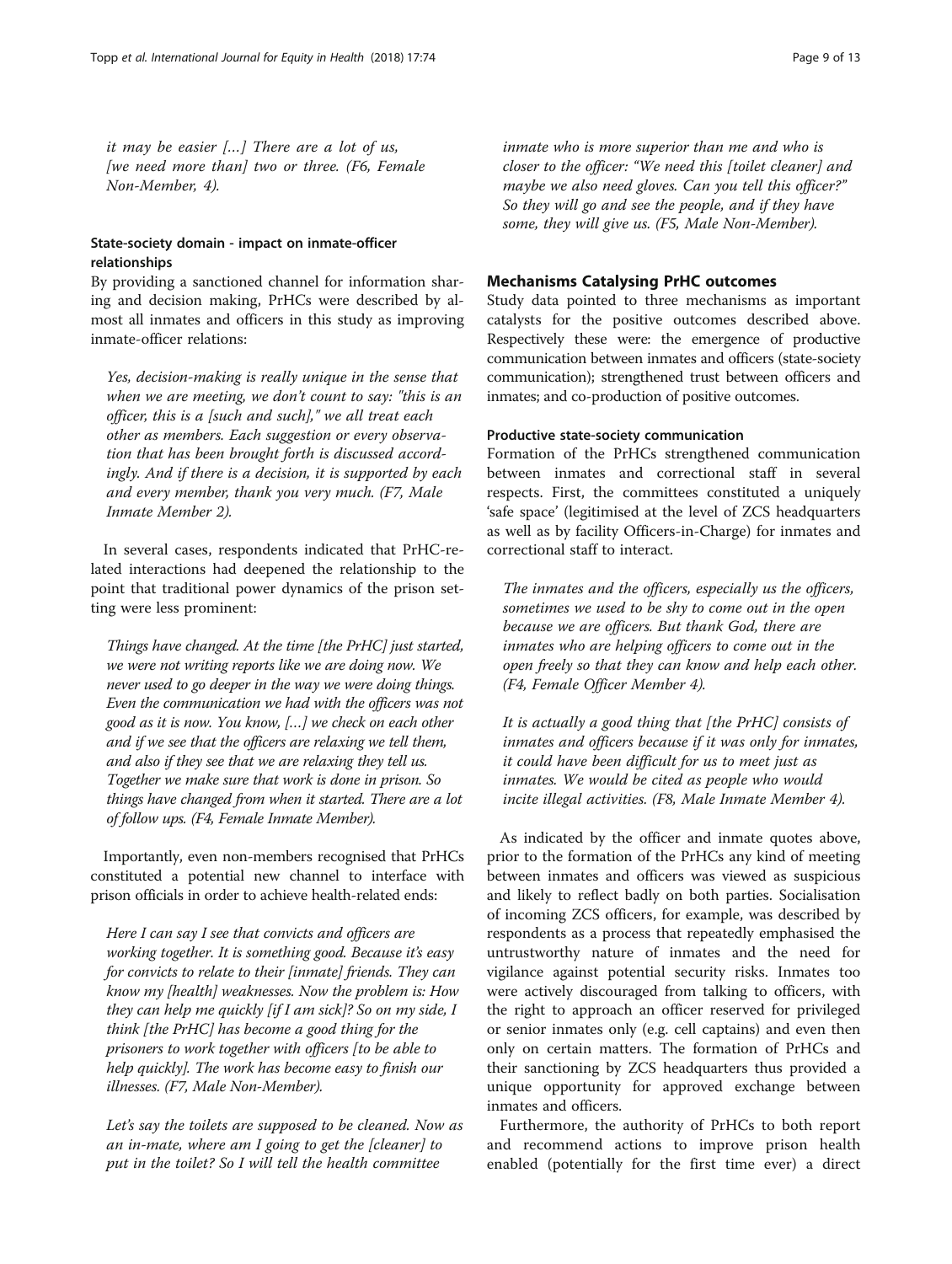*it may be easier [...] There are a lot of us, [we need more than] two or three. (F6, Female Non-Member, 4).*

### State-society domain - impact on inmate-officer relationships

By providing a sanctioned channel for information sharing and decision making, PrHCs were described by almost all inmates and officers in this study as improving inmate-officer relations:

> *Yes, decision-making is really unique in the sense that when we are meeting, we don't count to say: "this is an officer, this is a [such and such]," we all treat each other as members. Each suggestion or every observation that has been brought forth is discussed accordingly. And if there is a decision, it is supported by each and every member, thank you very much. (F7, Male Inmate Member 2).*

In several cases, respondents indicated that PrHC-related interactions had deepened the relationship to the point that traditional power dynamics of the prison setting were less prominent:

> *Things have changed. At the time [the PrHC] just started, we were not writing reports like we are doing now. We never used to go deeper in the way we were doing things. Even the communication we had with the officers was not good as it is now. You know, [...] we check on each other and if we see that the officers are relaxing we tell them, and also if they see that we are relaxing they tell us. Together we make sure that work is done in prison. So things have changed from when it started. There are a lot of follow ups. (F4, Female Inmate Member).*

Importantly, even non-members recognised that PrHCs constituted a potential new channel to interface with prison officials in order to achieve health-related ends:

> *Here I can say I see that convicts and officers are working together. It is something good. Because it's easy for convicts to relate to their [inmate] friends. They can know my [health] weaknesses. Now the problem is: How they can help me quickly [if I am sick]? So on my side, I think [the PrHC] has become a good thing for the prisoners to work together with officers [to be able to help quickly]. The work has become easy to finish our illnesses. (F7, Male Non-Member).*

> *Let's say the toilets are supposed to be cleaned. Now as an in-mate, where am I going to get the [cleaner] to put in the toilet? So I will tell the health committee inmate who is more superior than me and who is closer to the officer: "We need this [toilet cleaner] and maybe we also need gloves. Can you tell this officer?" So they will go and see the people, and if they have some, they will give us. (F5, Male Non-Member).*

## Mechanisms Catalysing PrHC outcomes

Study data pointed to three mechanisms as important catalysts for the positive outcomes described above. Respectively these were: the emergence of productive communication between inmates and officers (state-society communication); strengthened trust between officers and inmates; and co-production of positive outcomes.

### Productive state-society communication

Formation of the PrHCs strengthened communication between inmates and correctional staff in several respects. First, the committees constituted a uniquely 'safe space' (legitimised at the level of ZCS headquarters as well as by facility Officers-in-Charge) for inmates and correctional staff to interact.

> *The inmates and the officers, especially us the officers, sometimes we used to be shy to come out in the open because we are officers. But thank God, there are inmates who are helping officers to come out in the open freely so that they can know and help each other. (F4, Female Officer Member 4).*

> *It is actually a good thing that [the PrHC] consists of inmates and officers because if it was only for inmates, it could have been difficult for us to meet just as inmates. We would be cited as people who would incite illegal activities. (F8, Male Inmate Member 4).*

As indicated by the officer and inmate quotes above, prior to the formation of the PrHCs any kind of meeting between inmates and officers was viewed as suspicious and likely to reflect badly on both parties. Socialisation of incoming ZCS officers, for example, was described by respondents as a process that repeatedly emphasised the untrustworthy nature of inmates and the need for vigilance against potential security risks. Inmates too were actively discouraged from talking to officers, with the right to approach an officer reserved for privileged or senior inmates only (e.g. cell captains) and even then only on certain matters. The formation of PrHCs and their sanctioning by ZCS headquarters thus provided a unique opportunity for approved exchange between inmates and officers.

Furthermore, the authority of PrHCs to both report and recommend actions to improve prison health enabled (potentially for the first time ever) a direct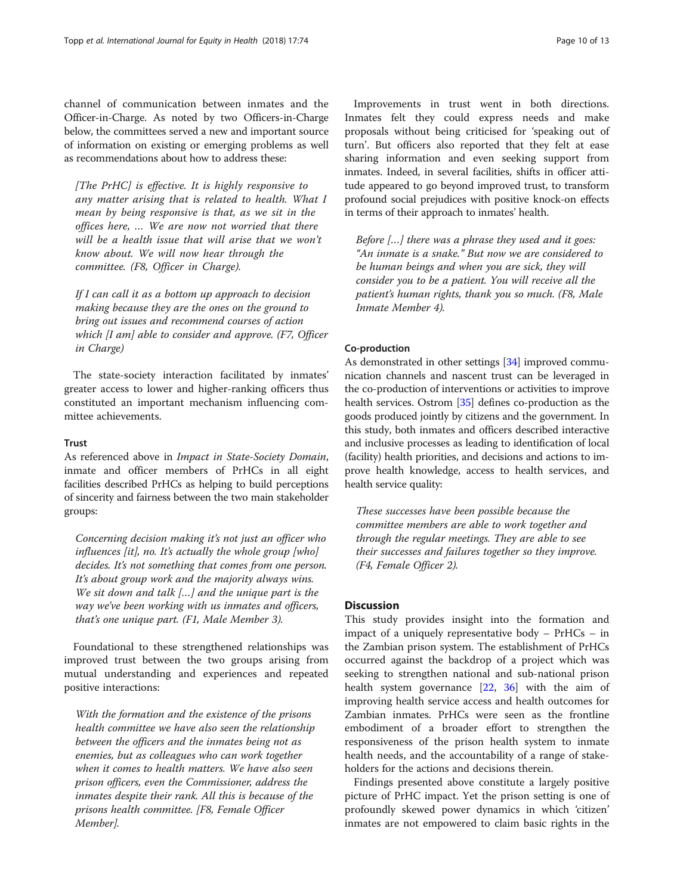channel of communication between inmates and the Officer-in-Charge. As noted by two Officers-in-Charge below, the committees served a new and important source of information on existing or emerging problems as well as recommendations about how to address these:

> *[The PrHC] is effective. It is highly responsive to any matter arising that is related to health. What I mean by being responsive is that, as we sit in the offices here, … We are now not worried that there will be a health issue that will arise that we won't know about. We will now hear through the committee. (F8, Officer in Charge).*

> *If I can call it as a bottom up approach to decision making because they are the ones on the ground to bring out issues and recommend courses of action which [I am] able to consider and approve. (F7, Officer in Charge)*

The state-society interaction facilitated by inmates' greater access to lower and higher-ranking officers thus constituted an important mechanism influencing committee achievements.

#### Trust

As referenced above in *Impact in State-Society Domain*, inmate and officer members of PrHCs in all eight facilities described PrHCs as helping to build perceptions of sincerity and fairness between the two main stakeholder groups:

> *Concerning decision making it's not just an officer who influences [it], no. It's actually the whole group [who] decides. It's not something that comes from one person. It's about group work and the majority always wins. We sit down and talk […] and the unique part is the way we've been working with us inmates and officers, that's one unique part. (F1, Male Member 3).*

Foundational to these strengthened relationships was improved trust between the two groups arising from mutual understanding and experiences and repeated positive interactions:

> *With the formation and the existence of the prisons health committee we have also seen the relationship between the officers and the inmates being not as enemies, but as colleagues who can work together when it comes to health matters. We have also seen prison officers, even the Commissioner, address the inmates despite their rank. All this is because of the prisons health committee. [F8, Female Officer Member].*

Improvements in trust went in both directions. Inmates felt they could express needs and make proposals without being criticised for 'speaking out of turn'. But officers also reported that they felt at ease sharing information and even seeking support from inmates. Indeed, in several facilities, shifts in officer attitude appeared to go beyond improved trust, to transform profound social prejudices with positive knock-on effects in terms of their approach to inmates' health.

> *Before […] there was a phrase they used and it goes: "An inmate is a snake." But now we are considered to be human beings and when you are sick, they will consider you to be a patient. You will receive all the patient's human rights, thank you so much. (F8, Male Inmate Member 4).*

#### Co-production

As demonstrated in other settings [34] improved communication channels and nascent trust can be leveraged in the co-production of interventions or activities to improve health services. Ostrom [35] defines co-production as the goods produced jointly by citizens and the government. In this study, both inmates and officers described interactive and inclusive processes as leading to identification of local (facility) health priorities, and decisions and actions to improve health knowledge, access to health services, and health service quality:

> *These successes have been possible because the committee members are able to work together and through the regular meetings. They are able to see their successes and failures together so they improve. (F4, Female Officer 2).*

## Discussion

This study provides insight into the formation and impact of a uniquely representative body – PrHCs – in the Zambian prison system. The establishment of PrHCs occurred against the backdrop of a project which was seeking to strengthen national and sub-national prison health system governance [22, 36] with the aim of improving health service access and health outcomes for Zambian inmates. PrHCs were seen as the frontline embodiment of a broader effort to strengthen the responsiveness of the prison health system to inmate health needs, and the accountability of a range of stakeholders for the actions and decisions therein.

Findings presented above constitute a largely positive picture of PrHC impact. Yet the prison setting is one of profoundly skewed power dynamics in which 'citizen' inmates are not empowered to claim basic rights in the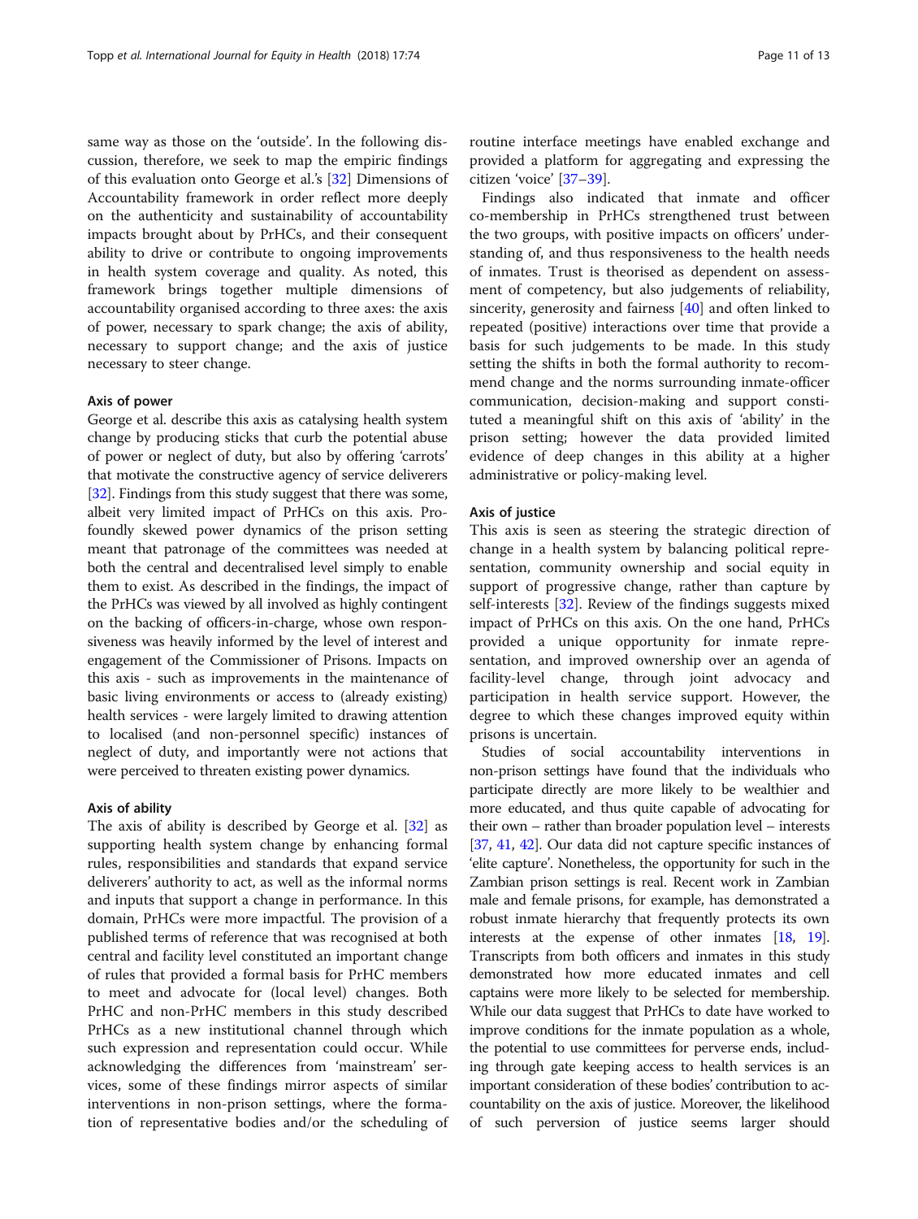same way as those on the 'outside'. In the following discussion, therefore, we seek to map the empiric findings of this evaluation onto George et al.'s [32] Dimensions of Accountability framework in order reflect more deeply on the authenticity and sustainability of accountability impacts brought about by PrHCs, and their consequent ability to drive or contribute to ongoing improvements in health system coverage and quality. As noted, this framework brings together multiple dimensions of accountability organised according to three axes: the axis of power, necessary to spark change; the axis of ability, necessary to support change; and the axis of justice necessary to steer change.

#### Axis of power

George et al. describe this axis as catalysing health system change by producing sticks that curb the potential abuse of power or neglect of duty, but also by offering 'carrots' that motivate the constructive agency of service deliverers [32]. Findings from this study suggest that there was some, albeit very limited impact of PrHCs on this axis. Profoundly skewed power dynamics of the prison setting meant that patronage of the committees was needed at both the central and decentralised level simply to enable them to exist. As described in the findings, the impact of the PrHCs was viewed by all involved as highly contingent on the backing of officers-in-charge, whose own responsiveness was heavily informed by the level of interest and engagement of the Commissioner of Prisons. Impacts on this axis - such as improvements in the maintenance of basic living environments or access to (already existing) health services - were largely limited to drawing attention to localised (and non-personnel specific) instances of neglect of duty, and importantly were not actions that were perceived to threaten existing power dynamics.

#### Axis of ability

The axis of ability is described by George et al. [32] as supporting health system change by enhancing formal rules, responsibilities and standards that expand service deliverers' authority to act, as well as the informal norms and inputs that support a change in performance. In this domain, PrHCs were more impactful. The provision of a published terms of reference that was recognised at both central and facility level constituted an important change of rules that provided a formal basis for PrHC members to meet and advocate for (local level) changes. Both PrHC and non-PrHC members in this study described PrHCs as a new institutional channel through which such expression and representation could occur. While acknowledging the differences from 'mainstream' services, some of these findings mirror aspects of similar interventions in non-prison settings, where the formation of representative bodies and/or the scheduling of routine interface meetings have enabled exchange and provided a platform for aggregating and expressing the citizen 'voice' [37–39].

Findings also indicated that inmate and officer co-membership in PrHCs strengthened trust between the two groups, with positive impacts on officers' understanding of, and thus responsiveness to the health needs of inmates. Trust is theorised as dependent on assessment of competency, but also judgements of reliability, sincerity, generosity and fairness [40] and often linked to repeated (positive) interactions over time that provide a basis for such judgements to be made. In this study setting the shifts in both the formal authority to recommend change and the norms surrounding inmate-officer communication, decision-making and support constituted a meaningful shift on this axis of 'ability' in the prison setting; however the data provided limited evidence of deep changes in this ability at a higher administrative or policy-making level.

#### Axis of justice

This axis is seen as steering the strategic direction of change in a health system by balancing political representation, community ownership and social equity in support of progressive change, rather than capture by self-interests [32]. Review of the findings suggests mixed impact of PrHCs on this axis. On the one hand, PrHCs provided a unique opportunity for inmate representation, and improved ownership over an agenda of facility-level change, through joint advocacy and participation in health service support. However, the degree to which these changes improved equity within prisons is uncertain.

Studies of social accountability interventions in non-prison settings have found that the individuals who participate directly are more likely to be wealthier and more educated, and thus quite capable of advocating for their own – rather than broader population level – interests [37, 41, 42]. Our data did not capture specific instances of 'elite capture'. Nonetheless, the opportunity for such in the Zambian prison settings is real. Recent work in Zambian male and female prisons, for example, has demonstrated a robust inmate hierarchy that frequently protects its own interests at the expense of other inmates [18, 19]. Transcripts from both officers and inmates in this study demonstrated how more educated inmates and cell captains were more likely to be selected for membership. While our data suggest that PrHCs to date have worked to improve conditions for the inmate population as a whole, the potential to use committees for perverse ends, including through gate keeping access to health services is an important consideration of these bodies' contribution to accountability on the axis of justice. Moreover, the likelihood of such perversion of justice seems larger should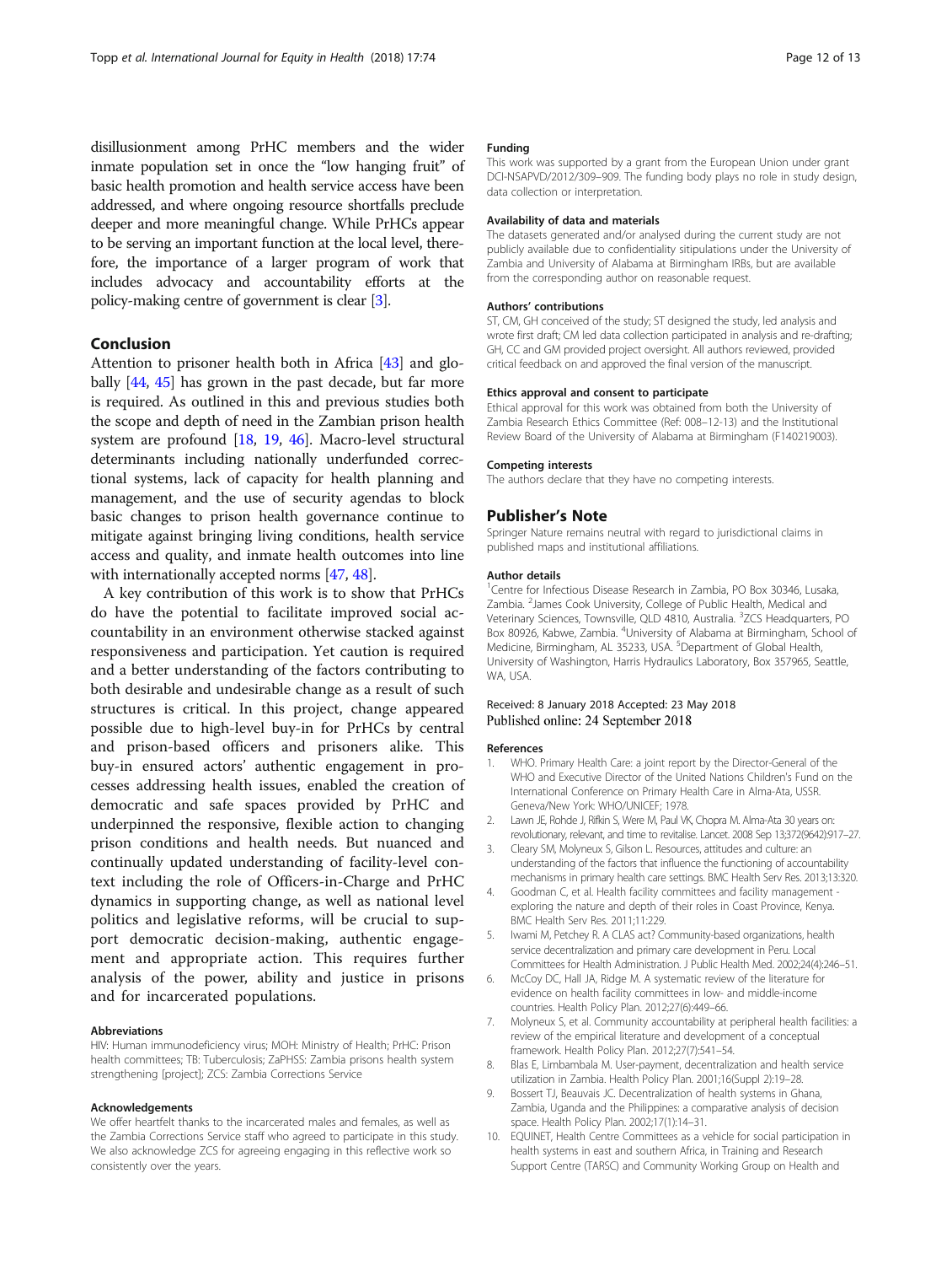disillusionment among PrHC members and the wider inmate population set in once the "low hanging fruit" of basic health promotion and health service access have been addressed, and where ongoing resource shortfalls preclude deeper and more meaningful change. While PrHCs appear to be serving an important function at the local level, therefore, the importance of a larger program of work that includes advocacy and accountability efforts at the policy-making centre of government is clear [3].

## Conclusion

Attention to prisoner health both in Africa [43] and globally [44, 45] has grown in the past decade, but far more is required. As outlined in this and previous studies both the scope and depth of need in the Zambian prison health system are profound [18, 19, 46]. Macro-level structural determinants including nationally underfunded correctional systems, lack of capacity for health planning and management, and the use of security agendas to block basic changes to prison health governance continue to mitigate against bringing living conditions, health service access and quality, and inmate health outcomes into line with internationally accepted norms [47, 48].

A key contribution of this work is to show that PrHCs do have the potential to facilitate improved social accountability in an environment otherwise stacked against responsiveness and participation. Yet caution is required and a better understanding of the factors contributing to both desirable and undesirable change as a result of such structures is critical. In this project, change appeared possible due to high-level buy-in for PrHCs by central and prison-based officers and prisoners alike. This buy-in ensured actors' authentic engagement in processes addressing health issues, enabled the creation of democratic and safe spaces provided by PrHC and underpinned the responsive, flexible action to changing prison conditions and health needs. But nuanced and continually updated understanding of facility-level context including the role of Officers-in-Charge and PrHC dynamics in supporting change, as well as national level politics and legislative reforms, will be crucial to support democratic decision-making, authentic engagement and appropriate action. This requires further analysis of the power, ability and justice in prisons and for incarcerated populations.

#### Abbreviations

HIV: Human immunodeficiency virus; MOH: Ministry of Health; PrHC: Prison health committees; TB: Tuberculosis; ZaPHSS: Zambia prisons health system strengthening [project]; ZCS: Zambia Corrections Service

#### Acknowledgements

We offer heartfelt thanks to the incarcerated males and females, as well as the Zambia Corrections Service staff who agreed to participate in this study. We also acknowledge ZCS for agreeing engaging in this reflective work so consistently over the years.

#### Funding

This work was supported by a grant from the European Union under grant DCI-NSAPVD/2012/309–909. The funding body plays no role in study design, data collection or interpretation.

#### Availability of data and materials

The datasets generated and/or analysed during the current study are not publicly available due to confidentiality sitipulations under the University of Zambia and University of Alabama at Birmingham IRBs, but are available from the corresponding author on reasonable request.

#### Authors' contributions

ST, CM, GH conceived of the study; ST designed the study, led analysis and wrote first draft; CM led data collection participated in analysis and re-drafting; GH, CC and GM provided project oversight. All authors reviewed, provided critical feedback on and approved the final version of the manuscript.

#### Ethics approval and consent to participate

Ethical approval for this work was obtained from both the University of Zambia Research Ethics Committee (Ref: 008–12-13) and the Institutional Review Board of the University of Alabama at Birmingham (F140219003).

#### Competing interests

The authors declare that they have no competing interests.

## Publisher's Note

Springer Nature remains neutral with regard to jurisdictional claims in published maps and institutional affiliations.

#### Author details

[1]Centre for Infectious Disease Research in Zambia, PO Box 30346, Lusaka, Zambia. [2]James Cook University, College of Public Health, Medical and Veterinary Sciences, Townsville, QLD 4810, Australia. [3]ZCS Headquarters, PO Box 80926, Kabwe, Zambia. [4]University of Alabama at Birmingham, School of Medicine, Birmingham, AL 35233, USA. [5]Department of Global Health, University of Washington, Harris Hydraulics Laboratory, Box 357965, Seattle, WA, USA.

Received: 8 January 2018 Accepted: 23 May 2018
Published online: 24 September 2018

#### References

1. WHO. Primary Health Care: a joint report by the Director-General of the WHO and Executive Director of the United Nations Children's Fund on the International Conference on Primary Health Care in Alma-Ata, USSR. Geneva/New York: WHO/UNICEF; 1978.
2. Lawn JE, Rohde J, Rifkin S, Were M, Paul VK, Chopra M. Alma-Ata 30 years on: revolutionary, relevant, and time to revitalise. Lancet. 2008 Sep 13;372(9642):917–27.
3. Cleary SM, Molyneux S, Gilson L. Resources, attitudes and culture: an understanding of the factors that influence the functioning of accountability mechanisms in primary health care settings. BMC Health Serv Res. 2013;13:320.
4. Goodman C, et al. Health facility committees and facility management - exploring the nature and depth of their roles in Coast Province, Kenya. BMC Health Serv Res. 2011;11:229.
5. Iwami M, Petchey R. A CLAS act? Community-based organizations, health service decentralization and primary care development in Peru. Local Committees for Health Administration. J Public Health Med. 2002;24(4):246–51.
6. McCoy DC, Hall JA, Ridge M. A systematic review of the literature for evidence on health facility committees in low- and middle-income countries. Health Policy Plan. 2012;27(6):449–66.
7. Molyneux S, et al. Community accountability at peripheral health facilities: a review of the empirical literature and development of a conceptual framework. Health Policy Plan. 2012;27(7):541–54.
8. Blas E, Limbambala M. User-payment, decentralization and health service utilization in Zambia. Health Policy Plan. 2001;16(Suppl 2):19–28.
9. Bossert TJ, Beauvais JC. Decentralization of health systems in Ghana, Zambia, Uganda and the Philippines: a comparative analysis of decision space. Health Policy Plan. 2002;17(1):14–31.
10. EQUINET, Health Centre Committees as a vehicle for social participation in health systems in east and southern Africa, in Training and Research Support Centre (TARSC) and Community Working Group on Health and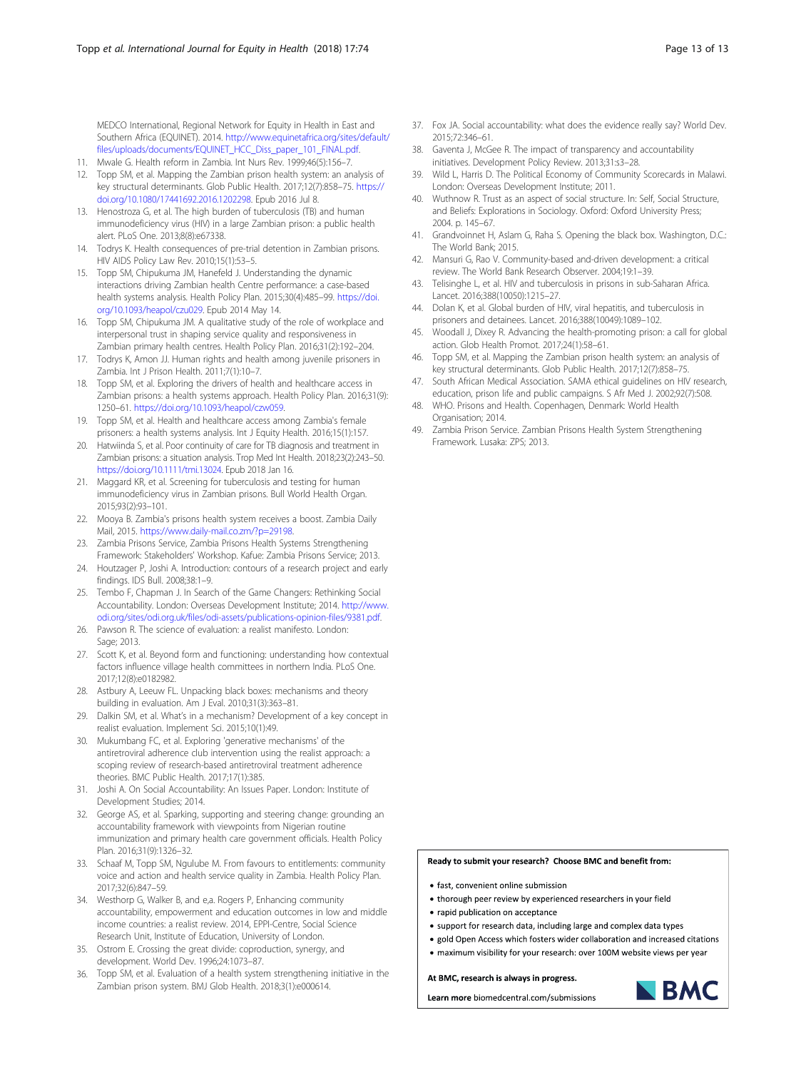MEDCO International, Regional Network for Equity in Health in East and Southern Africa (EQUINET). 2014. http://www.equinetafrica.org/sites/default/files/uploads/documents/EQUINET_HCC_Diss_paper_101_FINAL.pdf.

11. Mwale G. Health reform in Zambia. Int Nurs Rev. 1999;46(5):156–7.
12. Topp SM, et al. Mapping the Zambian prison health system: an analysis of key structural determinants. Glob Public Health. 2017;12(7):858–75. https://doi.org/10.1080/17441692.2016.1202298. Epub 2016 Jul 8.
13. Henostroza G, et al. The high burden of tuberculosis (TB) and human immunodeficiency virus (HIV) in a large Zambian prison: a public health alert. PLoS One. 2013;8(8):e67338.
14. Todrys K. Health consequences of pre-trial detention in Zambian prisons. HIV AIDS Policy Law Rev. 2010;15(1):53–5.
15. Topp SM, Chipukuma JM, Hanefeld J. Understanding the dynamic interactions driving Zambian health Centre performance: a case-based health systems analysis. Health Policy Plan. 2015;30(4):485–99. https://doi.org/10.1093/heapol/czu029. Epub 2014 May 14.
16. Topp SM, Chipukuma JM. A qualitative study of the role of workplace and interpersonal trust in shaping service quality and responsiveness in Zambian primary health centres. Health Policy Plan. 2016;31(2):192–204.
17. Todrys K, Amon JJ. Human rights and health among juvenile prisoners in Zambia. Int J Prison Health. 2011;7(1):10–7.
18. Topp SM, et al. Exploring the drivers of health and healthcare access in Zambian prisons: a health systems approach. Health Policy Plan. 2016;31(9):1250–61. https://doi.org/10.1093/heapol/czw059.
19. Topp SM, et al. Health and healthcare access among Zambia's female prisoners: a health systems analysis. Int J Equity Health. 2016;15(1):157.
20. Hatwiinda S, et al. Poor continuity of care for TB diagnosis and treatment in Zambian prisons: a situation analysis. Trop Med Int Health. 2018;23(2):243–50. https://doi.org/10.1111/tmi.13024. Epub 2018 Jan 16.
21. Maggard KR, et al. Screening for tuberculosis and testing for human immunodeficiency virus in Zambian prisons. Bull World Health Organ. 2015;93(2):93–101.
22. Mooya B. Zambia's prisons health system receives a boost. Zambia Daily Mail, 2015. https://www.daily-mail.co.zm/?p=29198.
23. Zambia Prisons Service, Zambia Prisons Health Systems Strengthening Framework: Stakeholders' Workshop. Kafue: Zambia Prisons Service; 2013.
24. Houtzager P, Joshi A. Introduction: contours of a research project and early findings. IDS Bull. 2008;38:1–9.
25. Tembo F, Chapman J. In Search of the Game Changers: Rethinking Social Accountability. London: Overseas Development Institute; 2014. http://www.odi.org/sites/odi.org.uk/files/odi-assets/publications-opinion-files/9381.pdf.
26. Pawson R. The science of evaluation: a realist manifesto. London: Sage; 2013.
27. Scott K, et al. Beyond form and functioning: understanding how contextual factors influence village health committees in northern India. PLoS One. 2017;12(8):e0182982.
28. Astbury A, Leeuw FL. Unpacking black boxes: mechanisms and theory building in evaluation. Am J Eval. 2010;31(3):363–81.
29. Dalkin SM, et al. What's in a mechanism? Development of a key concept in realist evaluation. Implement Sci. 2015;10(1):49.
30. Mukumbang FC, et al. Exploring 'generative mechanisms' of the antiretroviral adherence club intervention using the realist approach: a scoping review of research-based antiretroviral treatment adherence theories. BMC Public Health. 2017;17(1):385.
31. Joshi A. On Social Accountability: An Issues Paper. London: Institute of Development Studies; 2014.
32. George AS, et al. Sparking, supporting and steering change: grounding an accountability framework with viewpoints from Nigerian routine immunization and primary health care government officials. Health Policy Plan. 2016;31(9):1326–32.
33. Schaaf M, Topp SM, Ngulube M. From favours to entitlements: community voice and action and health service quality in Zambia. Health Policy Plan. 2017;32(6):847–59.
34. Westhorp G, Walker B, and e,a. Rogers P, Enhancing community accountability, empowerment and education outcomes in low and middle income countries: a realist review. 2014, EPPI-Centre, Social Science Research Unit, Institute of Education, University of London.
35. Ostrom E. Crossing the great divide: coproduction, synergy, and development. World Dev. 1996;24:1073–87.
36. Topp SM, et al. Evaluation of a health system strengthening initiative in the Zambian prison system. BMJ Glob Health. 2018;3(1):e000614.
37. Fox JA. Social accountability: what does the evidence really say? World Dev. 2015;72:346–61.
38. Gaventa J, McGee R. The impact of transparency and accountability initiatives. Development Policy Review. 2013;31:s3–28.
39. Wild L, Harris D. The Political Economy of Community Scorecards in Malawi. London: Overseas Development Institute; 2011.
40. Wuthnow R. Trust as an aspect of social structure. In: Self, Social Structure, and Beliefs: Explorations in Sociology. Oxford: Oxford University Press; 2004. p. 145–67.
41. Grandvoinnet H, Aslam G, Raha S. Opening the black box. Washington, D.C.: The World Bank; 2015.
42. Mansuri G, Rao V. Community-based and-driven development: a critical review. The World Bank Research Observer. 2004;19:1–39.
43. Telisinghe L, et al. HIV and tuberculosis in prisons in sub-Saharan Africa. Lancet. 2016;388(10050):1215–27.
44. Dolan K, et al. Global burden of HIV, viral hepatitis, and tuberculosis in prisoners and detainees. Lancet. 2016;388(10049):1089–102.
45. Woodall J, Dixey R. Advancing the health-promoting prison: a call for global action. Glob Health Promot. 2017;24(1):58–61.
46. Topp SM, et al. Mapping the Zambian prison health system: an analysis of key structural determinants. Glob Public Health. 2017;12(7):858–75.
47. South African Medical Association. SAMA ethical guidelines on HIV research, education, prison life and public campaigns. S Afr Med J. 2002;92(7):508.
48. WHO. Prisons and Health. Copenhagen, Denmark: World Health Organisation; 2014.
49. Zambia Prison Service. Zambian Prisons Health System Strengthening Framework. Lusaka: ZPS; 2013.

**Ready to submit your research? Choose BMC and benefit from:**

- fast, convenient online submission
- thorough peer review by experienced researchers in your field
- rapid publication on acceptance
- support for research data, including large and complex data types
- gold Open Access which fosters wider collaboration and increased citations
- maximum visibility for your research: over 100M website views per year

**At BMC, research is always in progress.**

**Learn more** biomedcentral.com/submissions